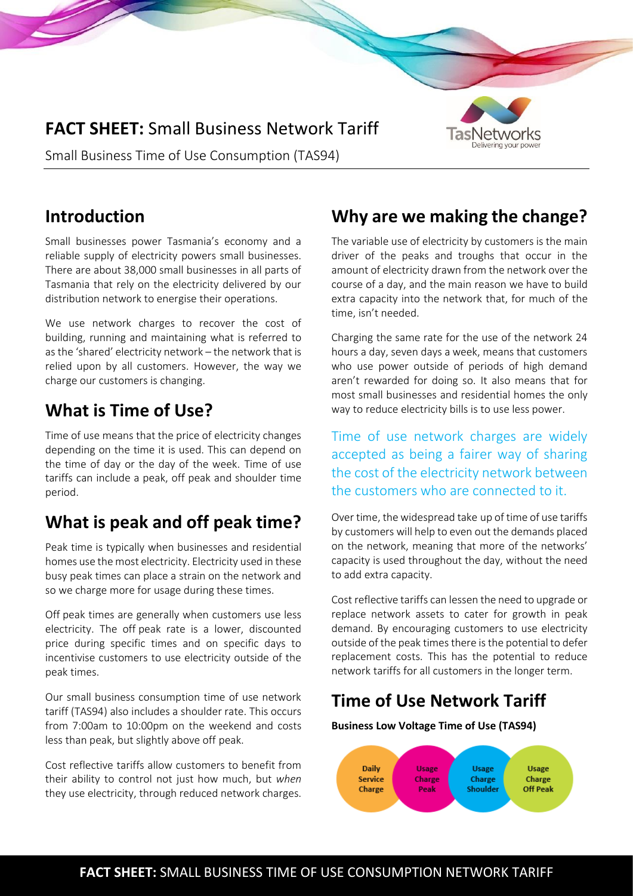**FACT SHEET:** Small Business Network Tariff

Small Business Time of Use Consumption (TAS94)

## Introduction

Small businesses power Tasmania's economy and a reliable supply of electricity powers small businesses. There are about 38,000 small businesses in all parts of Tasmania that rely on the electricity delivered by our distribution network to energise their operations.

We use network charges to recover the cost of building, running and maintaining what is referred to as the 'shared' electricity network – the network that is relied upon by all customers. However, the way we charge our customers is changing.

## What is Time of Use?

Time of use means that the price of electricity changes depending on the time it is used. This can depend on the time of day or the day of the week. Time of use tariffs can include a peak, off peak and shoulder time period.

## What is peak and off peak time?

Peak time is typically when businesses and residential homes use the most electricity. Electricity used in these busy peak times can place a strain on the network and so we charge more for usage during these times.

Off peak times are generally when customers use less electricity. The off peak rate is a lower, discounted price during specific times and on specific days to incentivise customers to use electricity outside of the peak times.

Our small business consumption time of use network tariff (TAS94) also includes a shoulder rate. This occurs from 7:00am to 10:00pm on the weekend and costs less than peak, but slightly above off peak.

Cost reflective tariffs allow customers to benefit from their ability to control not just how much, but *when* they use electricity, through reduced network charges.

## Why are we making the change?

The variable use of electricity by customers is the main driver of the peaks and troughs that occur in the amount of electricity drawn from the network over the course of a day, and the main reason we have to build extra capacity into the network that, for much of the time, isn't needed.

Charging the same rate for the use of the network 24 hours a day, seven days a week, means that customers who use power outside of periods of high demand aren't rewarded for doing so. It also means that for most small businesses and residential homes the only way to reduce electricity bills is to use less power.

Time of use network charges are widely accepted as being a fairer way of sharing the cost of the electricity network between the customers who are connected to it.

Over time, the widespread take up of time of use tariffs by customers will help to even out the demands placed on the network, meaning that more of the networks' capacity is used throughout the day, without the need to add extra capacity.

Cost reflective tariffs can lessen the need to upgrade or replace network assets to cater for growth in peak demand. By encouraging customers to use electricity outside of the peak times there is the potential to defer replacement costs. This has the potential to reduce network tariffs for all customers in the longer term.

## Time of Use Network Tariff

**Business Low Voltage Time of Use (TAS94)**

Daily Service Charge | Usage Charge Peak | Usage Charge Shoulder | Usage Charge Off Peak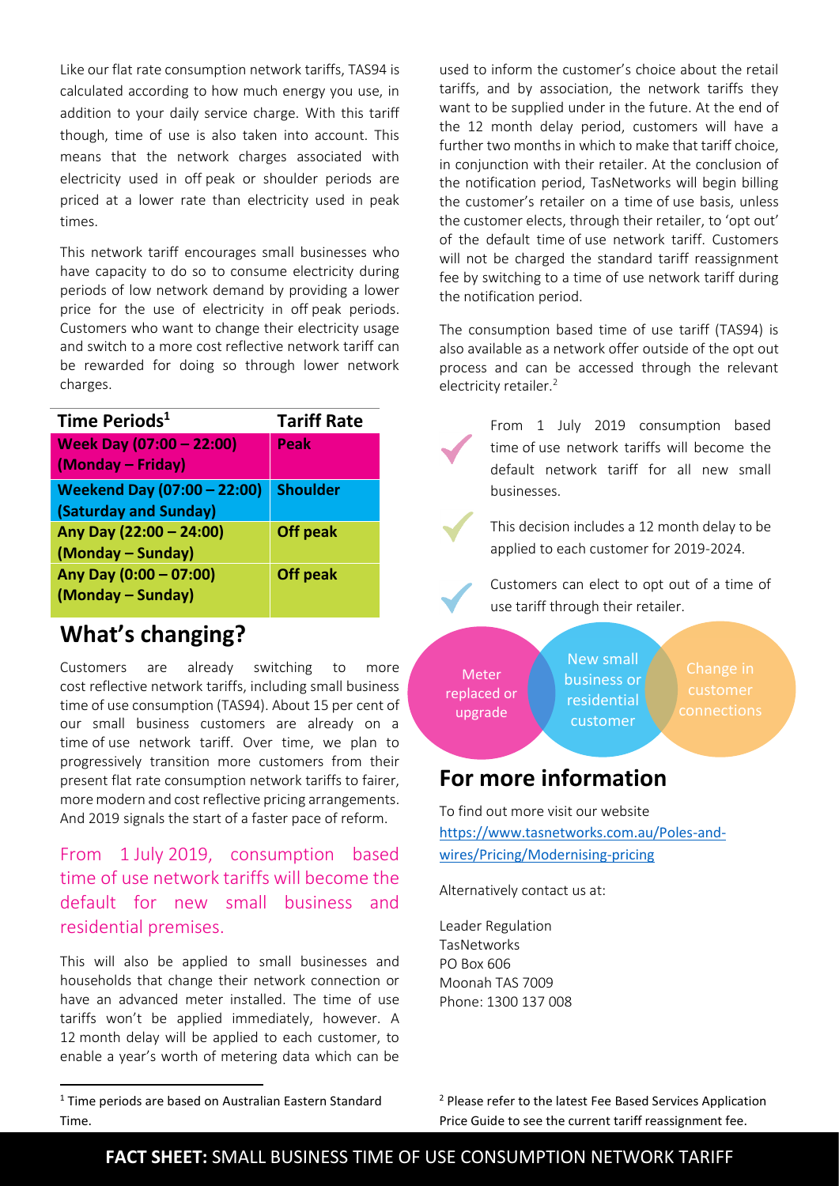Like our flat rate consumption network tariffs, TAS94 is calculated according to how much energy you use, in addition to your daily service charge. With this tariff though, time of use is also taken into account. This means that the network charges associated with electricity used in off peak or shoulder periods are priced at a lower rate than electricity used in peak times.

This network tariff encourages small businesses who have capacity to do so to consume electricity during periods of low network demand by providing a lower price for the use of electricity in off peak periods. Customers who want to change their electricity usage and switch to a more cost reflective network tariff can be rewarded for doing so through lower network charges.

| Time Periods[1] | Tariff Rate |
|---|---|
| **Week Day (07:00 – 22:00) (Monday – Friday)** | **Peak** |
| **Weekend Day (07:00 – 22:00) (Saturday and Sunday)** | **Shoulder** |
| **Any Day (22:00 – 24:00) (Monday – Sunday)** | **Off peak** |
| **Any Day (0:00 – 07:00) (Monday – Sunday)** | **Off peak** |

## What's changing?

Customers are already switching to more cost reflective network tariffs, including small business time of use consumption (TAS94). About 15 per cent of our small business customers are already on a time of use network tariff. Over time, we plan to progressively transition more customers from their present flat rate consumption network tariffs to fairer, more modern and cost reflective pricing arrangements. And 2019 signals the start of a faster pace of reform.

From 1 July 2019, consumption based time of use network tariffs will become the default for new small business and residential premises.

This will also be applied to small businesses and households that change their network connection or have an advanced meter installed. The time of use tariffs won't be applied immediately, however. A 12 month delay will be applied to each customer, to enable a year's worth of metering data which can be used to inform the customer's choice about the retail tariffs, and by association, the network tariffs they want to be supplied under in the future. At the end of the 12 month delay period, customers will have a further two months in which to make that tariff choice, in conjunction with their retailer. At the conclusion of the notification period, TasNetworks will begin billing the customer's retailer on a time of use basis, unless the customer elects, through their retailer, to 'opt out' of the default time of use network tariff. Customers will not be charged the standard tariff reassignment fee by switching to a time of use network tariff during the notification period.

The consumption based time of use tariff (TAS94) is also available as a network offer outside of the opt out process and can be accessed through the relevant electricity retailer.[2]

- From 1 July 2019 consumption based time of use network tariffs will become the default network tariff for all new small businesses.
- This decision includes a 12 month delay to be applied to each customer for 2019-2024.
- Customers can elect to opt out of a time of use tariff through their retailer.

Meter replaced or upgrade

New small business or residential customer

Change in customer connections

## For more information

To find out more visit our website https://www.tasnetworks.com.au/Poles-and-wires/Pricing/Modernising-pricing

Alternatively contact us at:

Leader Regulation
TasNetworks
PO Box 606
Moonah TAS 7009
Phone: 1300 137 008

[1] Time periods are based on Australian Eastern Standard Time.

[2] Please refer to the latest Fee Based Services Application Price Guide to see the current tariff reassignment fee.

**FACT SHEET:** SMALL BUSINESS TIME OF USE CONSUMPTION NETWORK TARIFF